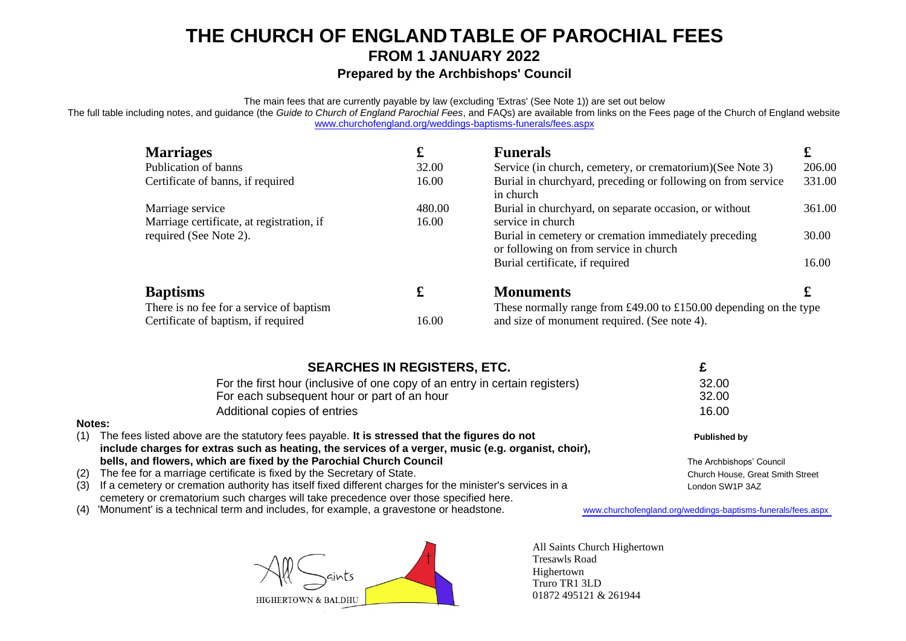# THE CHURCH OF ENGLAND TABLE OF PAROCHIAL FEES

## FROM 1 JANUARY 2022

### Prepared by the Archbishops' Council

The main fees that are currently payable by law (excluding 'Extras' (See Note 1)) are set out below

The full table including notes, and guidance (the *Guide to Church of England Parochial Fees*, and FAQs) are available from links on the Fees page of the Church of England website www.churchofengland.org/weddings-baptisms-funerals/fees.aspx

| **Marriages** | **£** |
|---|---|
| Publication of banns | 32.00 |
| Certificate of banns, if required | 16.00 |
| Marriage service | 480.00 |
| Marriage certificate, at registration, if required (See Note 2). | 16.00 |

| **Funerals** | **£** |
|---|---|
| Service (in church, cemetery, or crematorium)(See Note 3) | 206.00 |
| Burial in churchyard, preceding or following on from service in church | 331.00 |
| Burial in churchyard, on separate occasion, or without service in church | 361.00 |
| Burial in cemetery or cremation immediately preceding or following on from service in church | 30.00 |
| Burial certificate, if required | 16.00 |

| **Baptisms** | **£** |
|---|---|
| There is no fee for a service of baptism | |
| Certificate of baptism, if required | 16.00 |

**Monuments** **£**

These normally range from £49.00 to £150.00 depending on the type and size of monument required. (See note 4).

| **SEARCHES IN REGISTERS, ETC.** | **£** |
|---|---|
| For the first hour (inclusive of one copy of an entry in certain registers) | 32.00 |
| For each subsequent hour or part of an hour | 32.00 |
| Additional copies of entries | 16.00 |

**Notes:**

(1) The fees listed above are the statutory fees payable. **It is stressed that the figures do not include charges for extras such as heating, the services of a verger, music (e.g. organist, choir), bells, and flowers, which are fixed by the Parochial Church Council**

(2) The fee for a marriage certificate is fixed by the Secretary of State.

(3) If a cemetery or cremation authority has itself fixed different charges for the minister's services in a cemetery or crematorium such charges will take precedence over those specified here.

(4) 'Monument' is a technical term and includes, for example, a gravestone or headstone.

**Published by**

The Archbishops' Council
Church House, Great Smith Street
London SW1P 3AZ

www.churchofengland.org/weddings-baptisms-funerals/fees.aspx

All Saints
HIGHERTOWN & BALDHU

All Saints Church Highertown
Tresawls Road
Highertown
Truro TR1 3LD
01872 495121 & 261944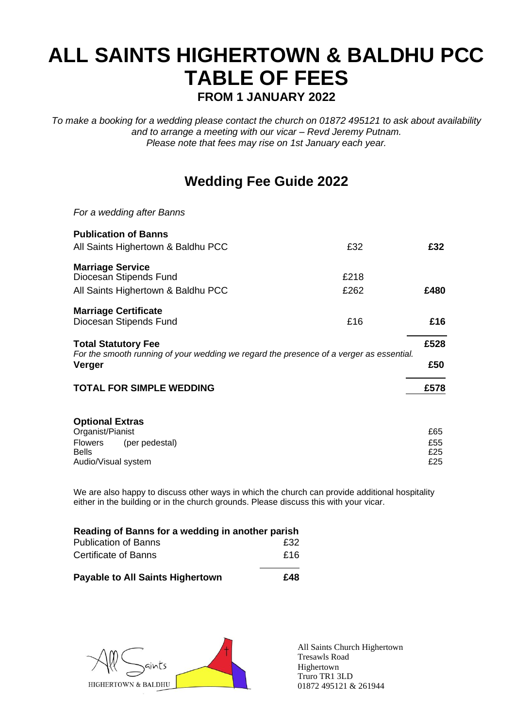# ALL SAINTS HIGHERTOWN & BALDHU PCC TABLE OF FEES

**FROM 1 JANUARY 2022**

*To make a booking for a wedding please contact the church on 01872 495121 to ask about availability and to arrange a meeting with our vicar – Revd Jeremy Putnam.*
*Please note that fees may rise on 1st January each year.*

## Wedding Fee Guide 2022

*For a wedding after Banns*

| | | |
|---|---|---|
| **Publication of Banns** | | |
| All Saints Highertown & Baldhu PCC | £32 | **£32** |
| **Marriage Service** | | |
| Diocesan Stipends Fund | £218 | |
| All Saints Highertown & Baldhu PCC | £262 | **£480** |
| **Marriage Certificate** | | |
| Diocesan Stipends Fund | £16 | **£16** |
| **Total Statutory Fee** | | **£528** |
| *For the smooth running of your wedding we regard the presence of a verger as essential.* | | |
| **Verger** | | **£50** |
| **TOTAL FOR SIMPLE WEDDING** | | **£578** |

**Optional Extras**

| | |
|---|---|
| Organist/Pianist | £65 |
| Flowers (per pedestal) | £55 |
| Bells | £25 |
| Audio/Visual system | £25 |

We are also happy to discuss other ways in which the church can provide additional hospitality either in the building or in the church grounds. Please discuss this with your vicar.

**Reading of Banns for a wedding in another parish**

| | |
|---|---|
| Publication of Banns | £32 |
| Certificate of Banns | £16 |
| **Payable to All Saints Highertown** | **£48** |

All Saints Church Highertown
Tresawls Road
Highertown
Truro TR1 3LD
01872 495121 & 261944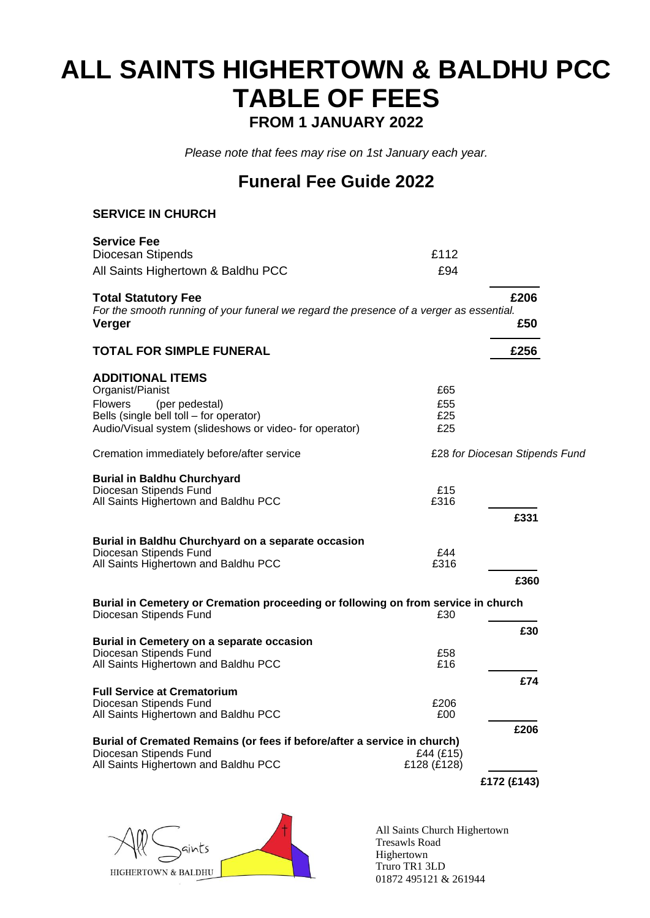# ALL SAINTS HIGHERTOWN & BALDHU PCC TABLE OF FEES

**FROM 1 JANUARY 2022**

*Please note that fees may rise on 1st January each year.*

## Funeral Fee Guide 2022

### SERVICE IN CHURCH

| | | |
|---|---|---|
| **Service Fee** | | |
| Diocesan Stipends | £112 | |
| All Saints Highertown & Baldhu PCC | £94 | |
| **Total Statutory Fee** | | **£206** |
| *For the smooth running of your funeral we regard the presence of a verger as essential.* | | |
| **Verger** | | **£50** |
| **TOTAL FOR SIMPLE FUNERAL** | | **£256** |

| | | |
|---|---|---|
| **ADDITIONAL ITEMS** | | |
| Organist/Pianist | £65 | |
| Flowers (per pedestal) | £55 | |
| Bells (single bell toll – for operator) | £25 | |
| Audio/Visual system (slideshows or video- for operator) | £25 | |
| Cremation immediately before/after service | *£28 for Diocesan Stipends Fund* | |
| **Burial in Baldhu Churchyard** | | |
| Diocesan Stipends Fund | £15 | |
| All Saints Highertown and Baldhu PCC | £316 | |
| | | **£331** |
| **Burial in Baldhu Churchyard on a separate occasion** | | |
| Diocesan Stipends Fund | £44 | |
| All Saints Highertown and Baldhu PCC | £316 | |
| | | **£360** |
| **Burial in Cemetery or Cremation proceeding or following on from service in church** | | |
| Diocesan Stipends Fund | £30 | |
| | | **£30** |
| **Burial in Cemetery on a separate occasion** | | |
| Diocesan Stipends Fund | £58 | |
| All Saints Highertown and Baldhu PCC | £16 | |
| | | **£74** |
| **Full Service at Crematorium** | | |
| Diocesan Stipends Fund | £206 | |
| All Saints Highertown and Baldhu PCC | £00 | |
| | | **£206** |
| **Burial of Cremated Remains (or fees if before/after a service in church)** | | |
| Diocesan Stipends Fund | £44 (£15) | |
| All Saints Highertown and Baldhu PCC | £128 (£128) | |
| | | **£172 (£143)** |

All Saints
HIGHERTOWN & BALDHU

All Saints Church Highertown
Tresawls Road
Highertown
Truro TR1 3LD
01872 495121 & 261944